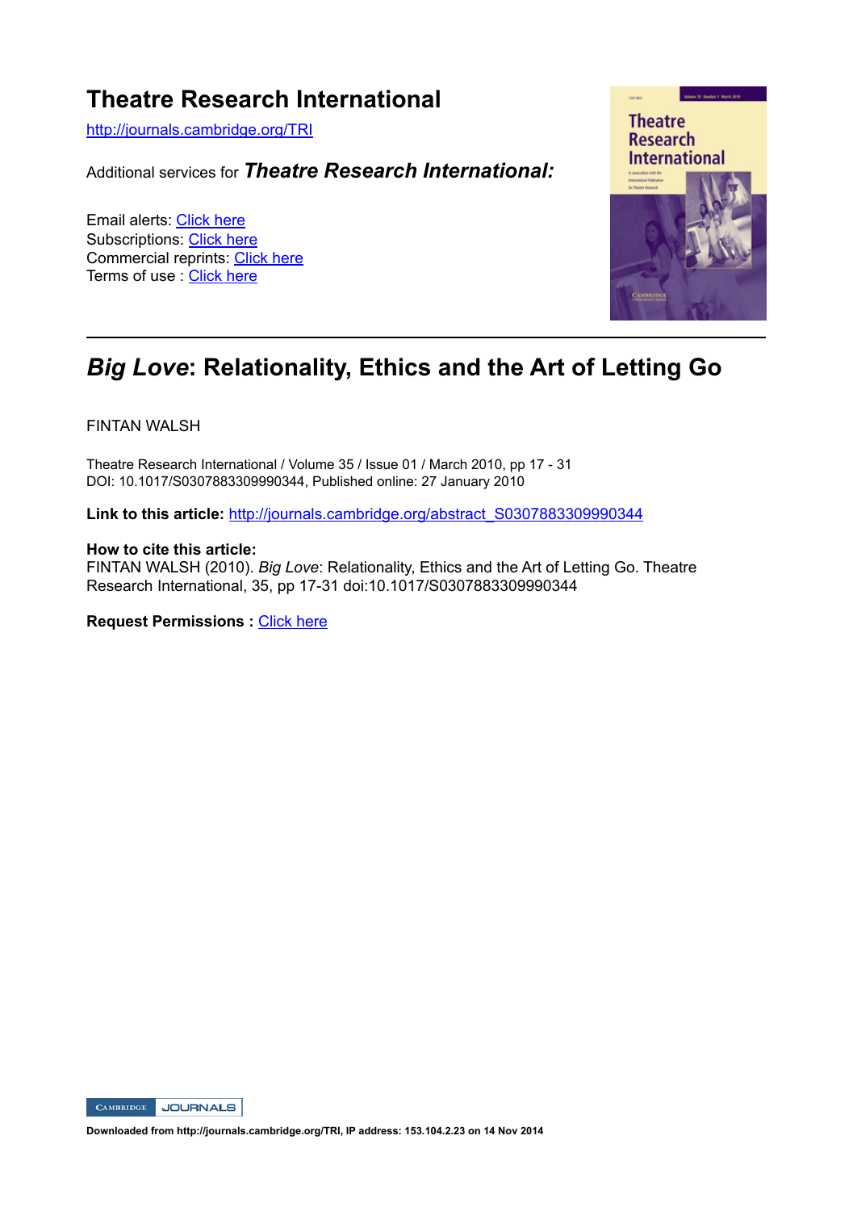# Theatre Research International

http://journals.cambridge.org/TRI

Additional services for ***Theatre Research International:***

Email alerts: Click here
Subscriptions: Click here
Commercial reprints: Click here
Terms of use : Click here

## *Big Love*: Relationality, Ethics and the Art of Letting Go

FINTAN WALSH

Theatre Research International / Volume 35 / Issue 01 / March 2010, pp 17 - 31
DOI: 10.1017/S0307883309990344, Published online: 27 January 2010

**Link to this article:** http://journals.cambridge.org/abstract_S0307883309990344

**How to cite this article:**
FINTAN WALSH (2010). *Big Love*: Relationality, Ethics and the Art of Letting Go. Theatre Research International, 35, pp 17-31 doi:10.1017/S0307883309990344

**Request Permissions :** Click here

**Downloaded from http://journals.cambridge.org/TRI, IP address: 153.104.2.23 on 14 Nov 2014**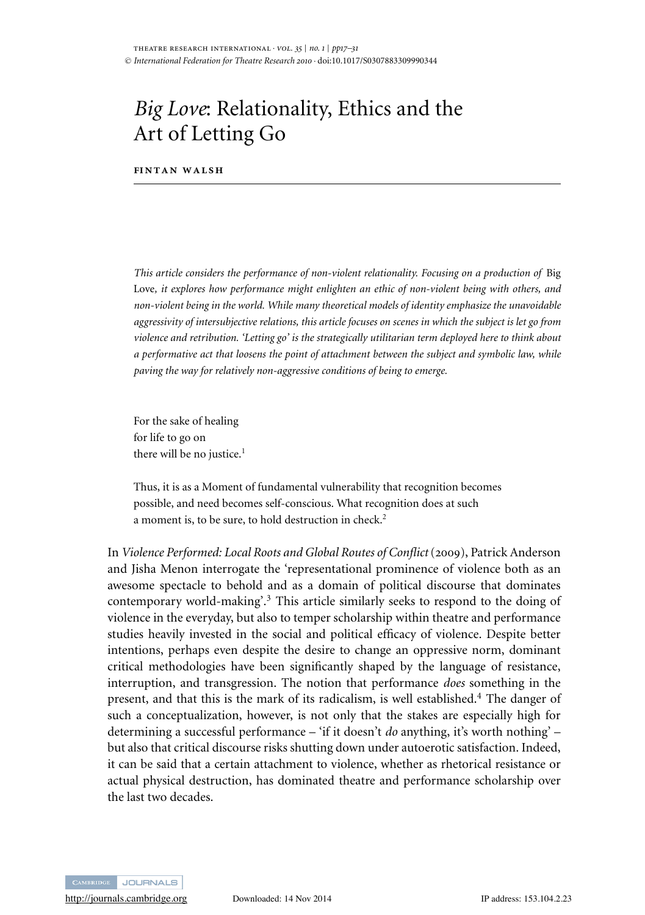# *Big Love*: Relationality, Ethics and the Art of Letting Go

**FINTAN WALSH**

*This article considers the performance of non-violent relationality. Focusing on a production of* Big Love*, it explores how performance might enlighten an ethic of non-violent being with others, and non-violent being in the world. While many theoretical models of identity emphasize the unavoidable aggressivity of intersubjective relations, this article focuses on scenes in which the subject is let go from violence and retribution. 'Letting go' is the strategically utilitarian term deployed here to think about a performative act that loosens the point of attachment between the subject and symbolic law, while paving the way for relatively non-aggressive conditions of being to emerge.*

> For the sake of healing
> for life to go on
> there will be no justice.[1]

> Thus, it is as a Moment of fundamental vulnerability that recognition becomes possible, and need becomes self-conscious. What recognition does at such a moment is, to be sure, to hold destruction in check.[2]

In *Violence Performed: Local Roots and Global Routes of Conflict* (2009), Patrick Anderson and Jisha Menon interrogate the 'representational prominence of violence both as an awesome spectacle to behold and as a domain of political discourse that dominates contemporary world-making'.[3] This article similarly seeks to respond to the doing of violence in the everyday, but also to temper scholarship within theatre and performance studies heavily invested in the social and political efficacy of violence. Despite better intentions, perhaps even despite the desire to change an oppressive norm, dominant critical methodologies have been significantly shaped by the language of resistance, interruption, and transgression. The notion that performance *does* something in the present, and that this is the mark of its radicalism, is well established.[4] The danger of such a conceptualization, however, is not only that the stakes are especially high for determining a successful performance – 'if it doesn't *do* anything, it's worth nothing' – but also that critical discourse risks shutting down under autoerotic satisfaction. Indeed, it can be said that a certain attachment to violence, whether as rhetorical resistance or actual physical destruction, has dominated theatre and performance scholarship over the last two decades.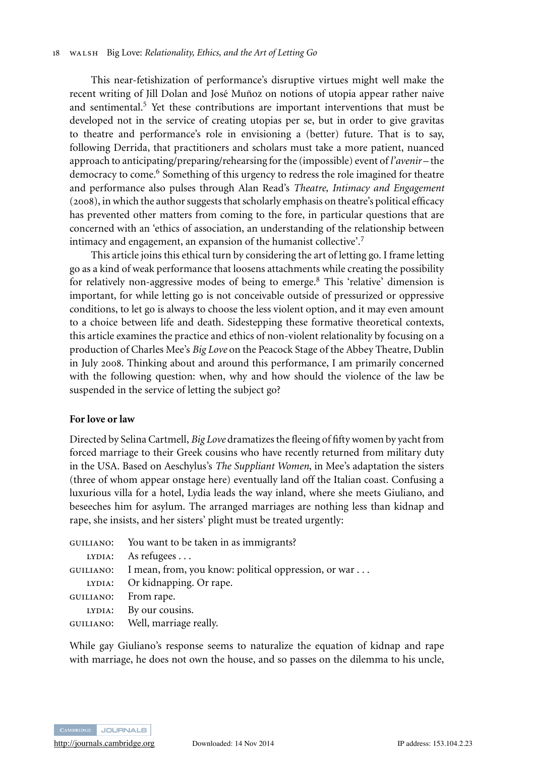This near-fetishization of performance's disruptive virtues might well make the recent writing of Jill Dolan and José Muñoz on notions of utopia appear rather naive and sentimental.[5] Yet these contributions are important interventions that must be developed not in the service of creating utopias per se, but in order to give gravitas to theatre and performance's role in envisioning a (better) future. That is to say, following Derrida, that practitioners and scholars must take a more patient, nuanced approach to anticipating/preparing/rehearsing for the (impossible) event of *l'avenir* – the democracy to come.[6] Something of this urgency to redress the role imagined for theatre and performance also pulses through Alan Read's *Theatre, Intimacy and Engagement* (2008), in which the author suggests that scholarly emphasis on theatre's political efficacy has prevented other matters from coming to the fore, in particular questions that are concerned with an 'ethics of association, an understanding of the relationship between intimacy and engagement, an expansion of the humanist collective'.[7]

This article joins this ethical turn by considering the art of letting go. I frame letting go as a kind of weak performance that loosens attachments while creating the possibility for relatively non-aggressive modes of being to emerge.[8] This 'relative' dimension is important, for while letting go is not conceivable outside of pressurized or oppressive conditions, to let go is always to choose the less violent option, and it may even amount to a choice between life and death. Sidestepping these formative theoretical contexts, this article examines the practice and ethics of non-violent relationality by focusing on a production of Charles Mee's *Big Love* on the Peacock Stage of the Abbey Theatre, Dublin in July 2008. Thinking about and around this performance, I am primarily concerned with the following question: when, why and how should the violence of the law be suspended in the service of letting the subject go?

**For love or law**

Directed by Selina Cartmell, *Big Love* dramatizes the fleeing of fifty women by yacht from forced marriage to their Greek cousins who have recently returned from military duty in the USA. Based on Aeschylus's *The Suppliant Women*, in Mee's adaptation the sisters (three of whom appear onstage here) eventually land off the Italian coast. Confusing a luxurious villa for a hotel, Lydia leads the way inland, where she meets Giuliano, and beseeches him for asylum. The arranged marriages are nothing less than kidnap and rape, she insists, and her sisters' plight must be treated urgently:

GUILIANO: You want to be taken in as immigrants?
LYDIA: As refugees . . .
GUILIANO: I mean, from, you know: political oppression, or war . . .
LYDIA: Or kidnapping. Or rape.
GUILIANO: From rape.
LYDIA: By our cousins.
GUILIANO: Well, marriage really.

While gay Giuliano's response seems to naturalize the equation of kidnap and rape with marriage, he does not own the house, and so passes on the dilemma to his uncle,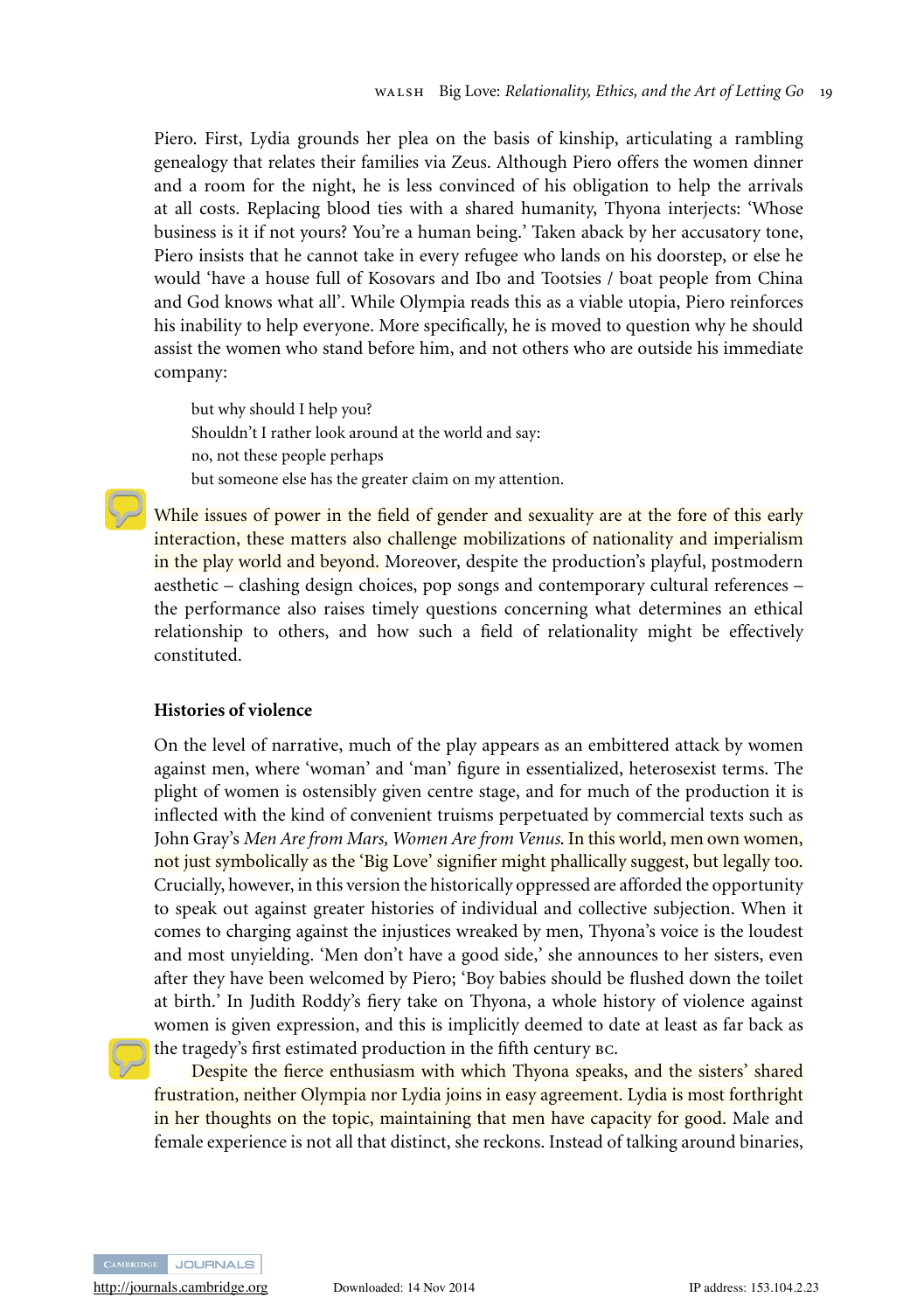Piero. First, Lydia grounds her plea on the basis of kinship, articulating a rambling genealogy that relates their families via Zeus. Although Piero offers the women dinner and a room for the night, he is less convinced of his obligation to help the arrivals at all costs. Replacing blood ties with a shared humanity, Thyona interjects: 'Whose business is it if not yours? You're a human being.' Taken aback by her accusatory tone, Piero insists that he cannot take in every refugee who lands on his doorstep, or else he would 'have a house full of Kosovars and Ibo and Tootsies / boat people from China and God knows what all'. While Olympia reads this as a viable utopia, Piero reinforces his inability to help everyone. More specifically, he is moved to question why he should assist the women who stand before him, and not others who are outside his immediate company:

> but why should I help you?
> Shouldn't I rather look around at the world and say:
> no, not these people perhaps
> but someone else has the greater claim on my attention.

While issues of power in the field of gender and sexuality are at the fore of this early interaction, these matters also challenge mobilizations of nationality and imperialism in the play world and beyond. Moreover, despite the production's playful, postmodern aesthetic – clashing design choices, pop songs and contemporary cultural references – the performance also raises timely questions concerning what determines an ethical relationship to others, and how such a field of relationality might be effectively constituted.

### Histories of violence

On the level of narrative, much of the play appears as an embittered attack by women against men, where 'woman' and 'man' figure in essentialized, heterosexist terms. The plight of women is ostensibly given centre stage, and for much of the production it is inflected with the kind of convenient truisms perpetuated by commercial texts such as John Gray's *Men Are from Mars, Women Are from Venus*. In this world, men own women, not just symbolically as the 'Big Love' signifier might phallically suggest, but legally too. Crucially, however, in this version the historically oppressed are afforded the opportunity to speak out against greater histories of individual and collective subjection. When it comes to charging against the injustices wreaked by men, Thyona's voice is the loudest and most unyielding. 'Men don't have a good side,' she announces to her sisters, even after they have been welcomed by Piero; 'Boy babies should be flushed down the toilet at birth.' In Judith Roddy's fiery take on Thyona, a whole history of violence against women is given expression, and this is implicitly deemed to date at least as far back as the tragedy's first estimated production in the fifth century BC.

Despite the fierce enthusiasm with which Thyona speaks, and the sisters' shared frustration, neither Olympia nor Lydia joins in easy agreement. Lydia is most forthright in her thoughts on the topic, maintaining that men have capacity for good. Male and female experience is not all that distinct, she reckons. Instead of talking around binaries,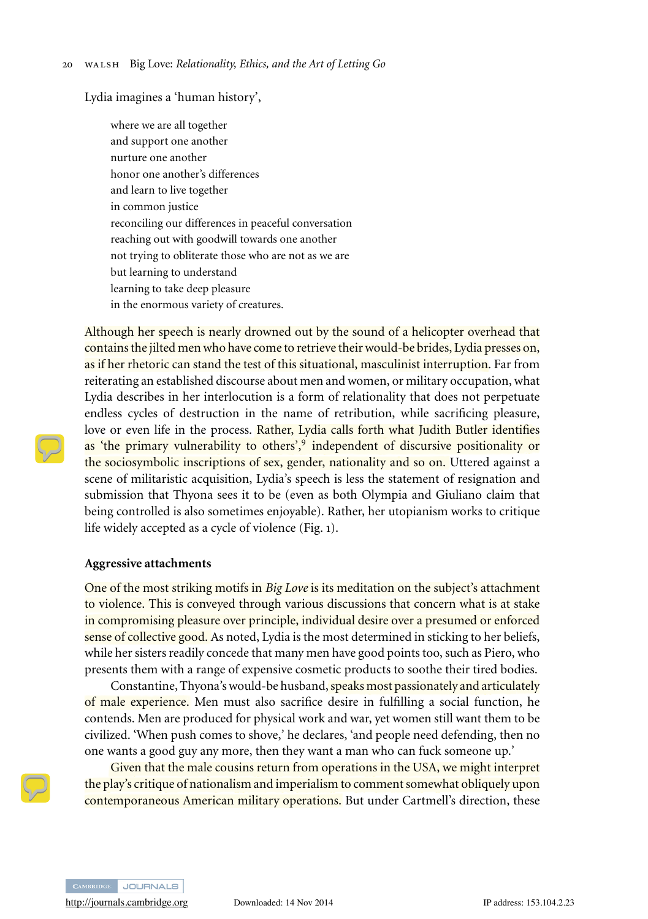Lydia imagines a 'human history',

> where we are all together
> and support one another
> nurture one another
> honor one another's differences
> and learn to live together
> in common justice
> reconciling our differences in peaceful conversation
> reaching out with goodwill towards one another
> not trying to obliterate those who are not as we are
> but learning to understand
> learning to take deep pleasure
> in the enormous variety of creatures.

Although her speech is nearly drowned out by the sound of a helicopter overhead that contains the jilted men who have come to retrieve their would-be brides, Lydia presses on, as if her rhetoric can stand the test of this situational, masculinist interruption. Far from reiterating an established discourse about men and women, or military occupation, what Lydia describes in her interlocution is a form of relationality that does not perpetuate endless cycles of destruction in the name of retribution, while sacrificing pleasure, love or even life in the process. Rather, Lydia calls forth what Judith Butler identifies as 'the primary vulnerability to others',[9] independent of discursive positionality or the sociosymbolic inscriptions of sex, gender, nationality and so on. Uttered against a scene of militaristic acquisition, Lydia's speech is less the statement of resignation and submission that Thyona sees it to be (even as both Olympia and Giuliano claim that being controlled is also sometimes enjoyable). Rather, her utopianism works to critique life widely accepted as a cycle of violence (Fig. 1).

### Aggressive attachments

One of the most striking motifs in *Big Love* is its meditation on the subject's attachment to violence. This is conveyed through various discussions that concern what is at stake in compromising pleasure over principle, individual desire over a presumed or enforced sense of collective good. As noted, Lydia is the most determined in sticking to her beliefs, while her sisters readily concede that many men have good points too, such as Piero, who presents them with a range of expensive cosmetic products to soothe their tired bodies.

Constantine, Thyona's would-be husband, speaks most passionately and articulately of male experience. Men must also sacrifice desire in fulfilling a social function, he contends. Men are produced for physical work and war, yet women still want them to be civilized. 'When push comes to shove,' he declares, 'and people need defending, then no one wants a good guy any more, then they want a man who can fuck someone up.'

Given that the male cousins return from operations in the USA, we might interpret the play's critique of nationalism and imperialism to comment somewhat obliquely upon contemporaneous American military operations. But under Cartmell's direction, these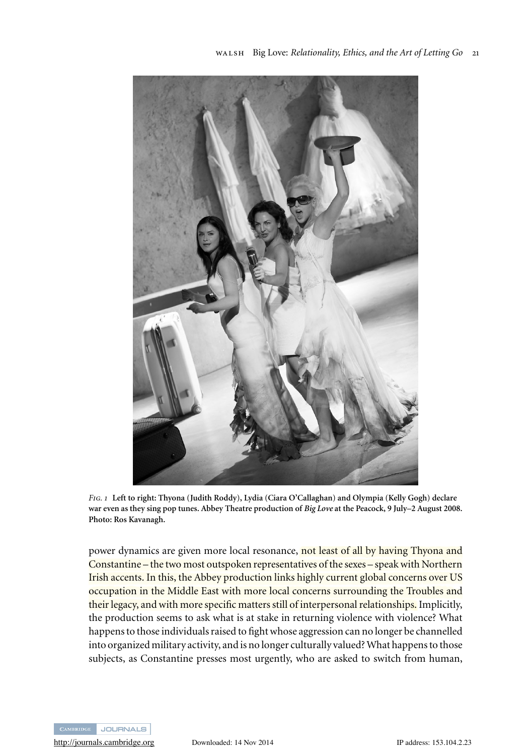*Fig. 1* **Left to right: Thyona (Judith Roddy), Lydia (Ciara O'Callaghan) and Olympia (Kelly Gogh) declare war even as they sing pop tunes. Abbey Theatre production of *Big Love* at the Peacock, 9 July–2 August 2008. Photo: Ros Kavanagh.**

power dynamics are given more local resonance, not least of all by having Thyona and Constantine – the two most outspoken representatives of the sexes – speak with Northern Irish accents. In this, the Abbey production links highly current global concerns over US occupation in the Middle East with more local concerns surrounding the Troubles and their legacy, and with more specific matters still of interpersonal relationships. Implicitly, the production seems to ask what is at stake in returning violence with violence? What happens to those individuals raised to fight whose aggression can no longer be channelled into organized military activity, and is no longer culturally valued? What happens to those subjects, as Constantine presses most urgently, who are asked to switch from human,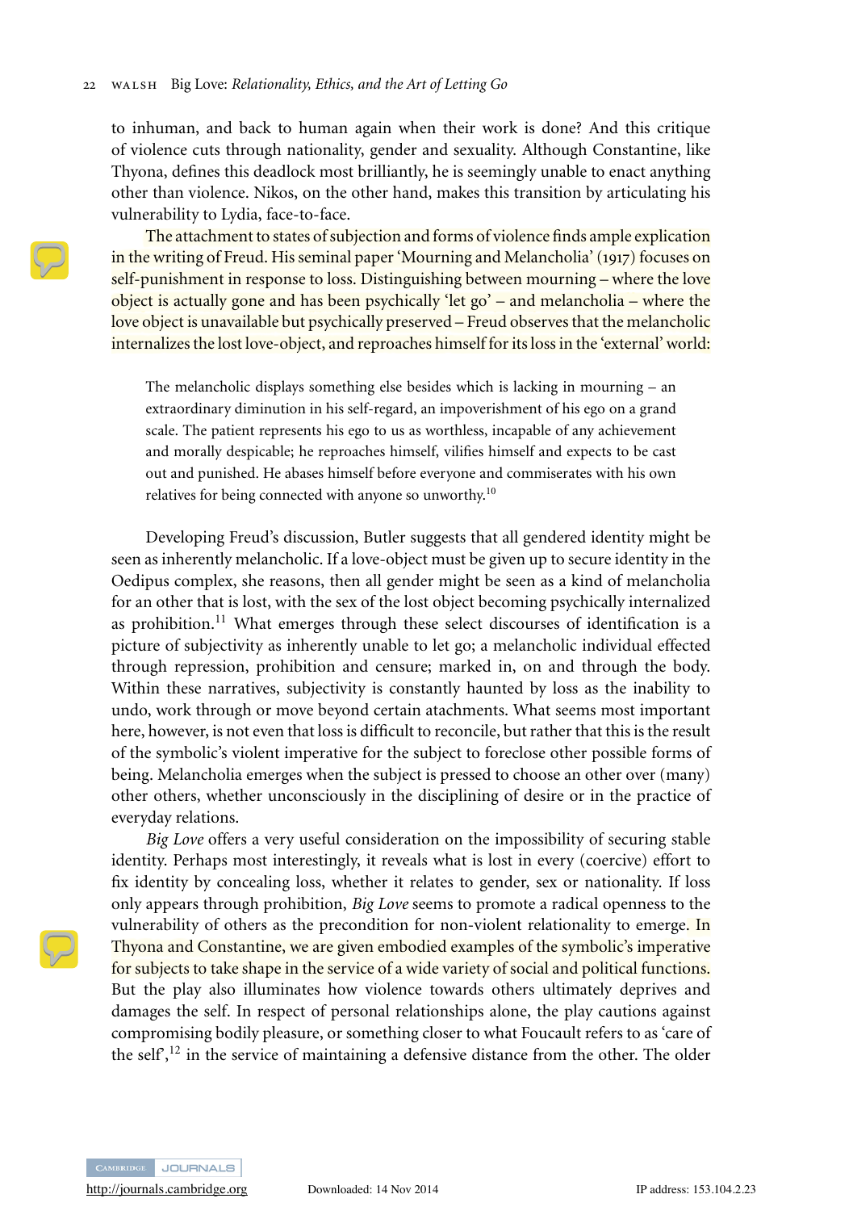to inhuman, and back to human again when their work is done? And this critique of violence cuts through nationality, gender and sexuality. Although Constantine, like Thyona, defines this deadlock most brilliantly, he is seemingly unable to enact anything other than violence. Nikos, on the other hand, makes this transition by articulating his vulnerability to Lydia, face-to-face.

The attachment to states of subjection and forms of violence finds ample explication in the writing of Freud. His seminal paper 'Mourning and Melancholia' (1917) focuses on self-punishment in response to loss. Distinguishing between mourning – where the love object is actually gone and has been psychically 'let go' – and melancholia – where the love object is unavailable but psychically preserved – Freud observes that the melancholic internalizes the lost love-object, and reproaches himself for its loss in the 'external' world:

> The melancholic displays something else besides which is lacking in mourning – an extraordinary diminution in his self-regard, an impoverishment of his ego on a grand scale. The patient represents his ego to us as worthless, incapable of any achievement and morally despicable; he reproaches himself, vilifies himself and expects to be cast out and punished. He abases himself before everyone and commiserates with his own relatives for being connected with anyone so unworthy.[10]

Developing Freud's discussion, Butler suggests that all gendered identity might be seen as inherently melancholic. If a love-object must be given up to secure identity in the Oedipus complex, she reasons, then all gender might be seen as a kind of melancholia for an other that is lost, with the sex of the lost object becoming psychically internalized as prohibition.[11] What emerges through these select discourses of identification is a picture of subjectivity as inherently unable to let go; a melancholic individual effected through repression, prohibition and censure; marked in, on and through the body. Within these narratives, subjectivity is constantly haunted by loss as the inability to undo, work through or move beyond certain atachments. What seems most important here, however, is not even that loss is difficult to reconcile, but rather that this is the result of the symbolic's violent imperative for the subject to foreclose other possible forms of being. Melancholia emerges when the subject is pressed to choose an other over (many) other others, whether unconsciously in the disciplining of desire or in the practice of everyday relations.

*Big Love* offers a very useful consideration on the impossibility of securing stable identity. Perhaps most interestingly, it reveals what is lost in every (coercive) effort to fix identity by concealing loss, whether it relates to gender, sex or nationality. If loss only appears through prohibition, *Big Love* seems to promote a radical openness to the vulnerability of others as the precondition for non-violent relationality to emerge. In Thyona and Constantine, we are given embodied examples of the symbolic's imperative for subjects to take shape in the service of a wide variety of social and political functions. But the play also illuminates how violence towards others ultimately deprives and damages the self. In respect of personal relationships alone, the play cautions against compromising bodily pleasure, or something closer to what Foucault refers to as 'care of the self',[12] in the service of maintaining a defensive distance from the other. The older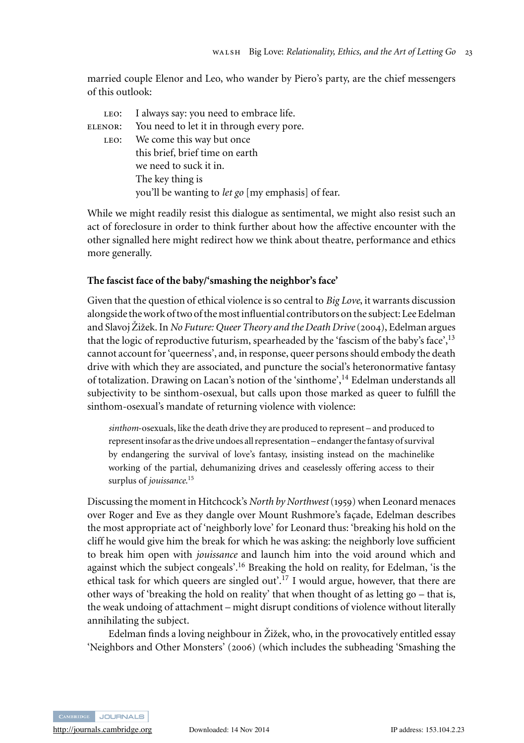married couple Elenor and Leo, who wander by Piero's party, are the chief messengers of this outlook:

LEO: I always say: you need to embrace life.
ELENOR: You need to let it in through every pore.
LEO: We come this way but once
this brief, brief time on earth
we need to suck it in.
The key thing is
you'll be wanting to *let go* [my emphasis] of fear.

While we might readily resist this dialogue as sentimental, we might also resist such an act of foreclosure in order to think further about how the affective encounter with the other signalled here might redirect how we think about theatre, performance and ethics more generally.

**The fascist face of the baby/'smashing the neighbor's face'**

Given that the question of ethical violence is so central to *Big Love*, it warrants discussion alongside the work of two of the most influential contributors on the subject: Lee Edelman and Slavoj Žižek. In *No Future: Queer Theory and the Death Drive* (2004), Edelman argues that the logic of reproductive futurism, spearheaded by the 'fascism of the baby's face',[13] cannot account for 'queerness', and, in response, queer persons should embody the death drive with which they are associated, and puncture the social's heteronormative fantasy of totalization. Drawing on Lacan's notion of the 'sinthome',[14] Edelman understands all subjectivity to be sinthom-osexual, but calls upon those marked as queer to fulfill the sinthom-osexual's mandate of returning violence with violence:

> *sinthom*-osexuals, like the death drive they are produced to represent – and produced to represent insofar as the drive undoes all representation – endanger the fantasy of survival by endangering the survival of love's fantasy, insisting instead on the machinelike working of the partial, dehumanizing drives and ceaselessly offering access to their surplus of *jouissance*.[15]

Discussing the moment in Hitchcock's *North by Northwest* (1959) when Leonard menaces over Roger and Eve as they dangle over Mount Rushmore's façade, Edelman describes the most appropriate act of 'neighborly love' for Leonard thus: 'breaking his hold on the cliff he would give him the break for which he was asking: the neighborly love sufficient to break him open with *jouissance* and launch him into the void around which and against which the subject congeals'.[16] Breaking the hold on reality, for Edelman, 'is the ethical task for which queers are singled out'.[17] I would argue, however, that there are other ways of 'breaking the hold on reality' that when thought of as letting go – that is, the weak undoing of attachment – might disrupt conditions of violence without literally annihilating the subject.

Edelman finds a loving neighbour in Žižek, who, in the provocatively entitled essay 'Neighbors and Other Monsters' (2006) (which includes the subheading 'Smashing the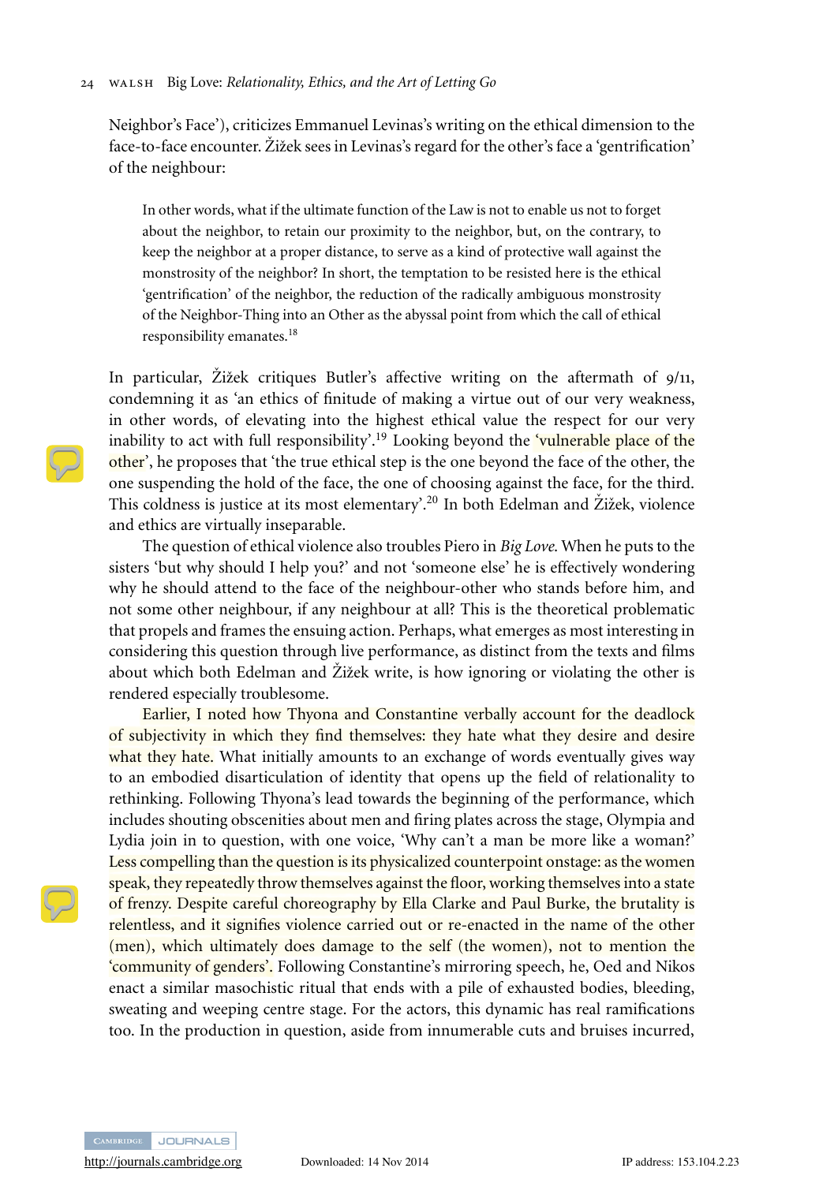Neighbor's Face'), criticizes Emmanuel Levinas's writing on the ethical dimension to the face-to-face encounter. Žižek sees in Levinas's regard for the other's face a 'gentrification' of the neighbour:

> In other words, what if the ultimate function of the Law is not to enable us not to forget about the neighbor, to retain our proximity to the neighbor, but, on the contrary, to keep the neighbor at a proper distance, to serve as a kind of protective wall against the monstrosity of the neighbor? In short, the temptation to be resisted here is the ethical 'gentrification' of the neighbor, the reduction of the radically ambiguous monstrosity of the Neighbor-Thing into an Other as the abyssal point from which the call of ethical responsibility emanates.[18]

In particular, Žižek critiques Butler's affective writing on the aftermath of 9/11, condemning it as 'an ethics of finitude of making a virtue out of our very weakness, in other words, of elevating into the highest ethical value the respect for our very inability to act with full responsibility'.[19] Looking beyond the 'vulnerable place of the other', he proposes that 'the true ethical step is the one beyond the face of the other, the one suspending the hold of the face, the one of choosing against the face, for the third. This coldness is justice at its most elementary'.[20] In both Edelman and Žižek, violence and ethics are virtually inseparable.

The question of ethical violence also troubles Piero in *Big Love.* When he puts to the sisters 'but why should I help you?' and not 'someone else' he is effectively wondering why he should attend to the face of the neighbour-other who stands before him, and not some other neighbour, if any neighbour at all? This is the theoretical problematic that propels and frames the ensuing action. Perhaps, what emerges as most interesting in considering this question through live performance, as distinct from the texts and films about which both Edelman and Žižek write, is how ignoring or violating the other is rendered especially troublesome.

Earlier, I noted how Thyona and Constantine verbally account for the deadlock of subjectivity in which they find themselves: they hate what they desire and desire what they hate. What initially amounts to an exchange of words eventually gives way to an embodied disarticulation of identity that opens up the field of relationality to rethinking. Following Thyona's lead towards the beginning of the performance, which includes shouting obscenities about men and firing plates across the stage, Olympia and Lydia join in to question, with one voice, 'Why can't a man be more like a woman?' Less compelling than the question is its physicalized counterpoint onstage: as the women speak, they repeatedly throw themselves against the floor, working themselves into a state of frenzy. Despite careful choreography by Ella Clarke and Paul Burke, the brutality is relentless, and it signifies violence carried out or re-enacted in the name of the other (men), which ultimately does damage to the self (the women), not to mention the 'community of genders'. Following Constantine's mirroring speech, he, Oed and Nikos enact a similar masochistic ritual that ends with a pile of exhausted bodies, bleeding, sweating and weeping centre stage. For the actors, this dynamic has real ramifications too. In the production in question, aside from innumerable cuts and bruises incurred,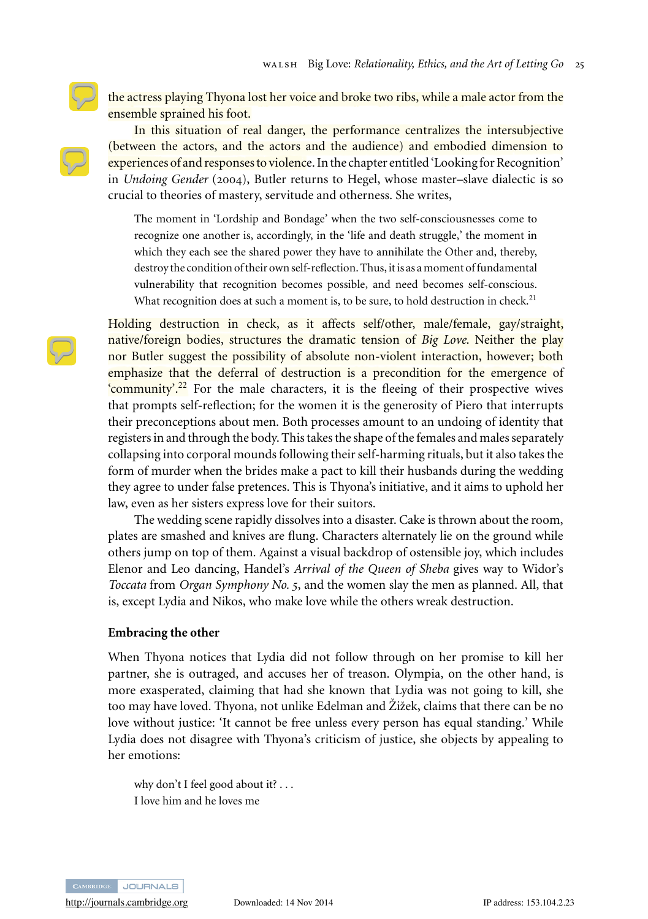the actress playing Thyona lost her voice and broke two ribs, while a male actor from the ensemble sprained his foot.

In this situation of real danger, the performance centralizes the intersubjective (between the actors, and the actors and the audience) and embodied dimension to experiences of and responses to violence. In the chapter entitled 'Looking for Recognition' in *Undoing Gender* (2004), Butler returns to Hegel, whose master–slave dialectic is so crucial to theories of mastery, servitude and otherness. She writes,

> The moment in 'Lordship and Bondage' when the two self-consciousnesses come to recognize one another is, accordingly, in the 'life and death struggle,' the moment in which they each see the shared power they have to annihilate the Other and, thereby, destroy the condition of their own self-reflection. Thus, it is as a moment of fundamental vulnerability that recognition becomes possible, and need becomes self-conscious. What recognition does at such a moment is, to be sure, to hold destruction in check.[21]

Holding destruction in check, as it affects self/other, male/female, gay/straight, native/foreign bodies, structures the dramatic tension of *Big Love*. Neither the play nor Butler suggest the possibility of absolute non-violent interaction, however; both emphasize that the deferral of destruction is a precondition for the emergence of 'community'.[22] For the male characters, it is the fleeing of their prospective wives that prompts self-reflection; for the women it is the generosity of Piero that interrupts their preconceptions about men. Both processes amount to an undoing of identity that registers in and through the body. This takes the shape of the females and males separately collapsing into corporal mounds following their self-harming rituals, but it also takes the form of murder when the brides make a pact to kill their husbands during the wedding they agree to under false pretences. This is Thyona's initiative, and it aims to uphold her law, even as her sisters express love for their suitors.

The wedding scene rapidly dissolves into a disaster. Cake is thrown about the room, plates are smashed and knives are flung. Characters alternately lie on the ground while others jump on top of them. Against a visual backdrop of ostensible joy, which includes Elenor and Leo dancing, Handel's *Arrival of the Queen of Sheba* gives way to Widor's *Toccata* from *Organ Symphony No. 5*, and the women slay the men as planned. All, that is, except Lydia and Nikos, who make love while the others wreak destruction.

### Embracing the other

When Thyona notices that Lydia did not follow through on her promise to kill her partner, she is outraged, and accuses her of treason. Olympia, on the other hand, is more exasperated, claiming that had she known that Lydia was not going to kill, she too may have loved. Thyona, not unlike Edelman and Žižek, claims that there can be no love without justice: 'It cannot be free unless every person has equal standing.' While Lydia does not disagree with Thyona's criticism of justice, she objects by appealing to her emotions:

> why don't I feel good about it? . . .
> I love him and he loves me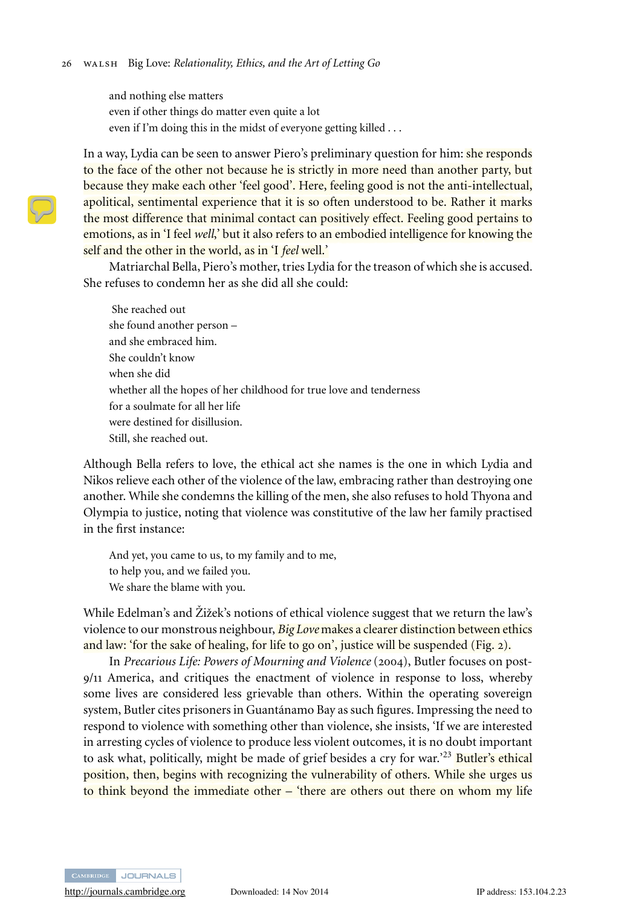and nothing else matters  
even if other things do matter even quite a lot  
even if I'm doing this in the midst of everyone getting killed . . .

In a way, Lydia can be seen to answer Piero's preliminary question for him: she responds to the face of the other not because he is strictly in more need than another party, but because they make each other 'feel good'. Here, feeling good is not the anti-intellectual, apolitical, sentimental experience that it is so often understood to be. Rather it marks the most difference that minimal contact can positively effect. Feeling good pertains to emotions, as in 'I feel *well*,' but it also refers to an embodied intelligence for knowing the self and the other in the world, as in 'I *feel* well.'

Matriarchal Bella, Piero's mother, tries Lydia for the treason of which she is accused. She refuses to condemn her as she did all she could:

She reached out  
she found another person –  
and she embraced him.  
She couldn't know  
when she did  
whether all the hopes of her childhood for true love and tenderness  
for a soulmate for all her life  
were destined for disillusion.  
Still, she reached out.

Although Bella refers to love, the ethical act she names is the one in which Lydia and Nikos relieve each other of the violence of the law, embracing rather than destroying one another. While she condemns the killing of the men, she also refuses to hold Thyona and Olympia to justice, noting that violence was constitutive of the law her family practised in the first instance:

And yet, you came to us, to my family and to me,  
to help you, and we failed you.  
We share the blame with you.

While Edelman's and Žižek's notions of ethical violence suggest that we return the law's violence to our monstrous neighbour, *Big Love* makes a clearer distinction between ethics and law: 'for the sake of healing, for life to go on', justice will be suspended (Fig. 2).

In *Precarious Life: Powers of Mourning and Violence* (2004), Butler focuses on post-9/11 America, and critiques the enactment of violence in response to loss, whereby some lives are considered less grievable than others. Within the operating sovereign system, Butler cites prisoners in Guantánamo Bay as such figures. Impressing the need to respond to violence with something other than violence, she insists, 'If we are interested in arresting cycles of violence to produce less violent outcomes, it is no doubt important to ask what, politically, might be made of grief besides a cry for war.'[23] Butler's ethical position, then, begins with recognizing the vulnerability of others. While she urges us to think beyond the immediate other – 'there are others out there on whom my life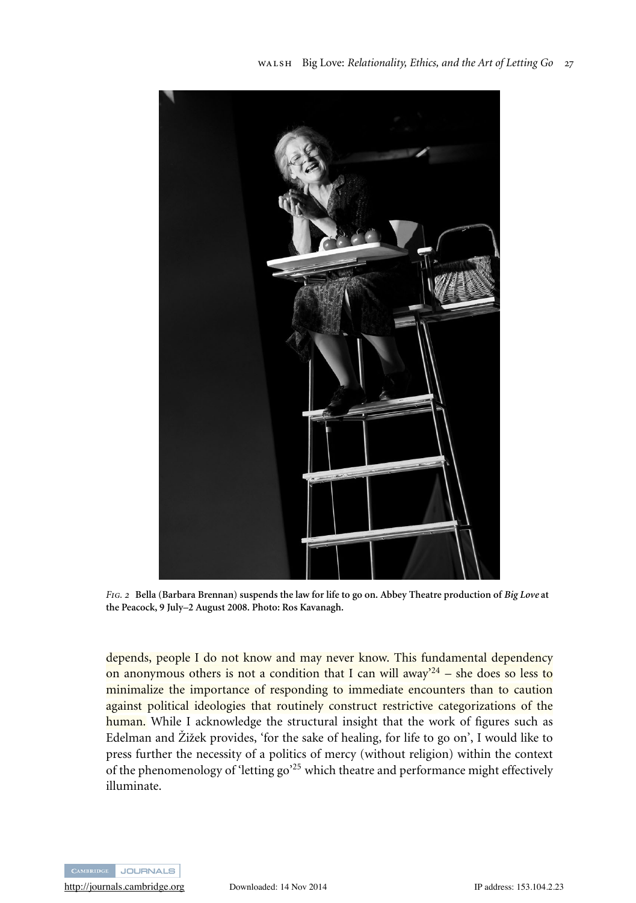*Fig. 2* **Bella (Barbara Brennan) suspends the law for life to go on. Abbey Theatre production of *Big Love* at the Peacock, 9 July–2 August 2008. Photo: Ros Kavanagh.**

depends, people I do not know and may never know. This fundamental dependency on anonymous others is not a condition that I can will away'[24] – she does so less to minimalize the importance of responding to immediate encounters than to caution against political ideologies that routinely construct restrictive categorizations of the human. While I acknowledge the structural insight that the work of figures such as Edelman and Žižek provides, 'for the sake of healing, for life to go on', I would like to press further the necessity of a politics of mercy (without religion) within the context of the phenomenology of 'letting go'[25] which theatre and performance might effectively illuminate.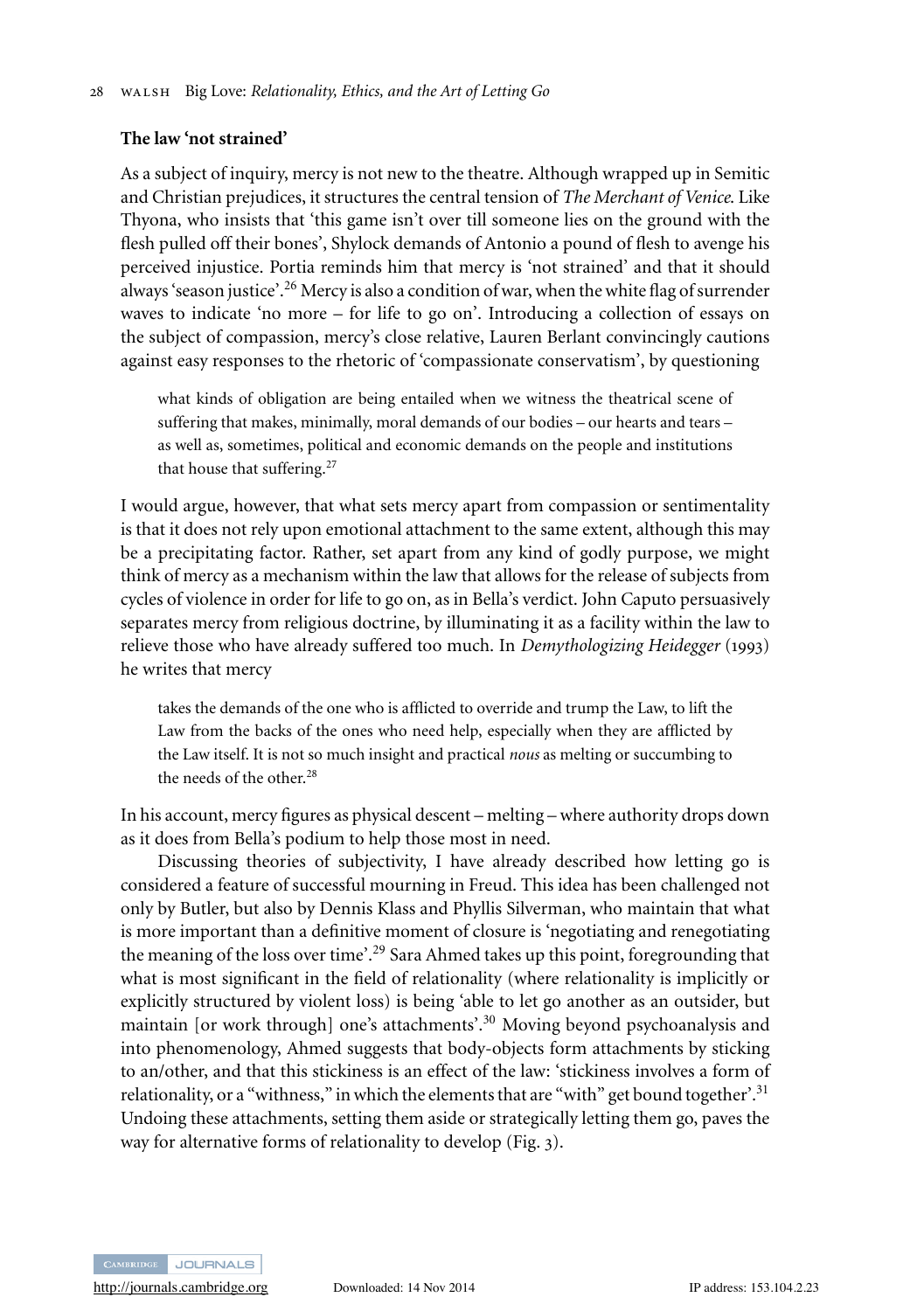**The law 'not strained'**

As a subject of inquiry, mercy is not new to the theatre. Although wrapped up in Semitic and Christian prejudices, it structures the central tension of *The Merchant of Venice*. Like Thyona, who insists that 'this game isn't over till someone lies on the ground with the flesh pulled off their bones', Shylock demands of Antonio a pound of flesh to avenge his perceived injustice. Portia reminds him that mercy is 'not strained' and that it should always 'season justice'.[26] Mercy is also a condition of war, when the white flag of surrender waves to indicate 'no more – for life to go on'. Introducing a collection of essays on the subject of compassion, mercy's close relative, Lauren Berlant convincingly cautions against easy responses to the rhetoric of 'compassionate conservatism', by questioning

> what kinds of obligation are being entailed when we witness the theatrical scene of suffering that makes, minimally, moral demands of our bodies – our hearts and tears – as well as, sometimes, political and economic demands on the people and institutions that house that suffering.[27]

I would argue, however, that what sets mercy apart from compassion or sentimentality is that it does not rely upon emotional attachment to the same extent, although this may be a precipitating factor. Rather, set apart from any kind of godly purpose, we might think of mercy as a mechanism within the law that allows for the release of subjects from cycles of violence in order for life to go on, as in Bella's verdict. John Caputo persuasively separates mercy from religious doctrine, by illuminating it as a facility within the law to relieve those who have already suffered too much. In *Demythologizing Heidegger* (1993) he writes that mercy

> takes the demands of the one who is afflicted to override and trump the Law, to lift the Law from the backs of the ones who need help, especially when they are afflicted by the Law itself. It is not so much insight and practical *nous* as melting or succumbing to the needs of the other.[28]

In his account, mercy figures as physical descent – melting – where authority drops down as it does from Bella's podium to help those most in need.

Discussing theories of subjectivity, I have already described how letting go is considered a feature of successful mourning in Freud. This idea has been challenged not only by Butler, but also by Dennis Klass and Phyllis Silverman, who maintain that what is more important than a definitive moment of closure is 'negotiating and renegotiating the meaning of the loss over time'.[29] Sara Ahmed takes up this point, foregrounding that what is most significant in the field of relationality (where relationality is implicitly or explicitly structured by violent loss) is being 'able to let go another as an outsider, but maintain [or work through] one's attachments'.[30] Moving beyond psychoanalysis and into phenomenology, Ahmed suggests that body-objects form attachments by sticking to an/other, and that this stickiness is an effect of the law: 'stickiness involves a form of relationality, or a "withness," in which the elements that are "with" get bound together'.[31] Undoing these attachments, setting them aside or strategically letting them go, paves the way for alternative forms of relationality to develop (Fig. 3).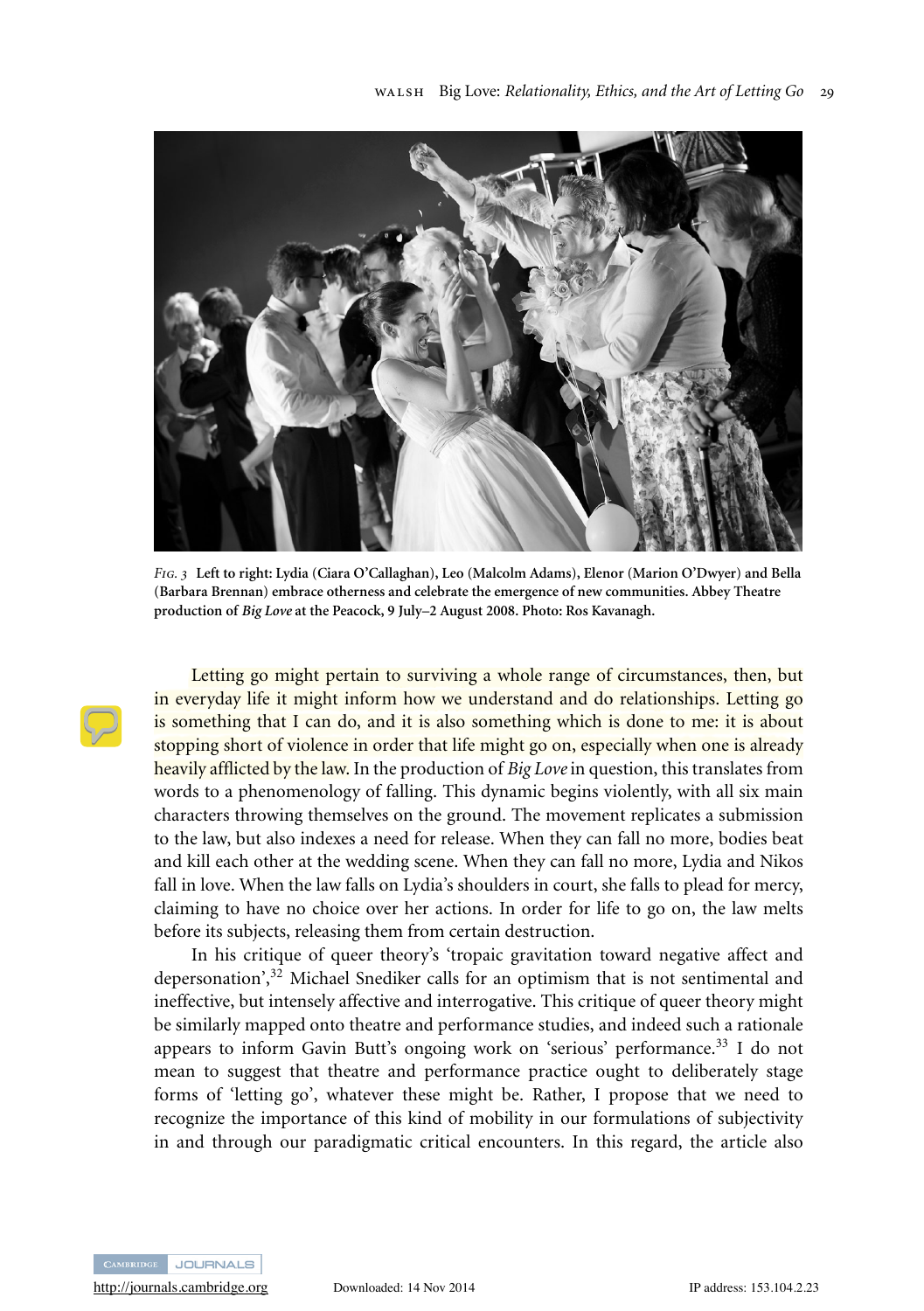*Fig. 3* **Left to right: Lydia (Ciara O'Callaghan), Leo (Malcolm Adams), Elenor (Marion O'Dwyer) and Bella (Barbara Brennan) embrace otherness and celebrate the emergence of new communities. Abbey Theatre production of *Big Love* at the Peacock, 9 July–2 August 2008. Photo: Ros Kavanagh.**

Letting go might pertain to surviving a whole range of circumstances, then, but in everyday life it might inform how we understand and do relationships. Letting go is something that I can do, and it is also something which is done to me: it is about stopping short of violence in order that life might go on, especially when one is already heavily afflicted by the law. In the production of *Big Love* in question, this translates from words to a phenomenology of falling. This dynamic begins violently, with all six main characters throwing themselves on the ground. The movement replicates a submission to the law, but also indexes a need for release. When they can fall no more, bodies beat and kill each other at the wedding scene. When they can fall no more, Lydia and Nikos fall in love. When the law falls on Lydia's shoulders in court, she falls to plead for mercy, claiming to have no choice over her actions. In order for life to go on, the law melts before its subjects, releasing them from certain destruction.

In his critique of queer theory's 'tropaic gravitation toward negative affect and depersonation',[32] Michael Snediker calls for an optimism that is not sentimental and ineffective, but intensely affective and interrogative. This critique of queer theory might be similarly mapped onto theatre and performance studies, and indeed such a rationale appears to inform Gavin Butt's ongoing work on 'serious' performance.[33] I do not mean to suggest that theatre and performance practice ought to deliberately stage forms of 'letting go', whatever these might be. Rather, I propose that we need to recognize the importance of this kind of mobility in our formulations of subjectivity in and through our paradigmatic critical encounters. In this regard, the article also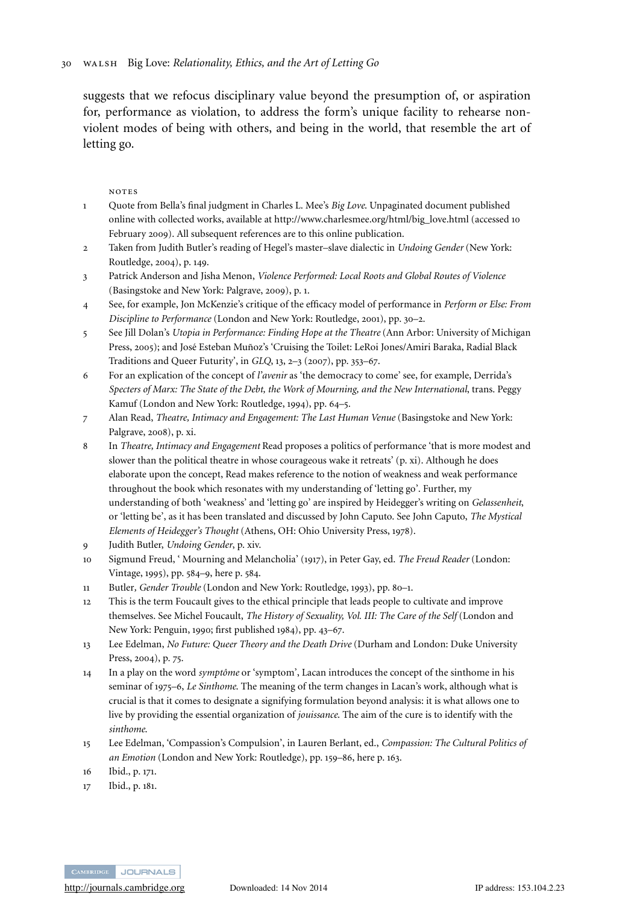suggests that we refocus disciplinary value beyond the presumption of, or aspiration for, performance as violation, to address the form's unique facility to rehearse non-violent modes of being with others, and being in the world, that resemble the art of letting go.

NOTES

1. Quote from Bella's final judgment in Charles L. Mee's *Big Love*. Unpaginated document published online with collected works, available at http://www.charlesmee.org/html/big_love.html (accessed 10 February 2009). All subsequent references are to this online publication.
2. Taken from Judith Butler's reading of Hegel's master–slave dialectic in *Undoing Gender* (New York: Routledge, 2004), p. 149.
3. Patrick Anderson and Jisha Menon, *Violence Performed: Local Roots and Global Routes of Violence* (Basingstoke and New York: Palgrave, 2009), p. 1.
4. See, for example, Jon McKenzie's critique of the efficacy model of performance in *Perform or Else: From Discipline to Performance* (London and New York: Routledge, 2001), pp. 30–2.
5. See Jill Dolan's *Utopia in Performance: Finding Hope at the Theatre* (Ann Arbor: University of Michigan Press, 2005); and José Esteban Muñoz's 'Cruising the Toilet: LeRoi Jones/Amiri Baraka, Radial Black Traditions and Queer Futurity', in *GLQ*, 13, 2–3 (2007), pp. 353–67.
6. For an explication of the concept of *l'avenir* as 'the democracy to come' see, for example, Derrida's *Specters of Marx: The State of the Debt, the Work of Mourning, and the New International*, trans. Peggy Kamuf (London and New York: Routledge, 1994), pp. 64–5.
7. Alan Read, *Theatre, Intimacy and Engagement: The Last Human Venue* (Basingstoke and New York: Palgrave, 2008), p. xi.
8. In *Theatre, Intimacy and Engagement* Read proposes a politics of performance 'that is more modest and slower than the political theatre in whose courageous wake it retreats' (p. xi). Although he does elaborate upon the concept, Read makes reference to the notion of weakness and weak performance throughout the book which resonates with my understanding of 'letting go'. Further, my understanding of both 'weakness' and 'letting go' are inspired by Heidegger's writing on *Gelassenheit*, or 'letting be', as it has been translated and discussed by John Caputo. See John Caputo, *The Mystical Elements of Heidegger's Thought* (Athens, OH: Ohio University Press, 1978).
9. Judith Butler, *Undoing Gender*, p. xiv.
10. Sigmund Freud, ' Mourning and Melancholia' (1917), in Peter Gay, ed. *The Freud Reader* (London: Vintage, 1995), pp. 584–9, here p. 584.
11. Butler, *Gender Trouble* (London and New York: Routledge, 1993), pp. 80–1.
12. This is the term Foucault gives to the ethical principle that leads people to cultivate and improve themselves. See Michel Foucault, *The History of Sexuality, Vol. III: The Care of the Self* (London and New York: Penguin, 1990; first published 1984), pp. 43–67.
13. Lee Edelman, *No Future: Queer Theory and the Death Drive* (Durham and London: Duke University Press, 2004), p. 75.
14. In a play on the word *symptôme* or 'symptom', Lacan introduces the concept of the sinthome in his seminar of 1975–6, *Le Sinthome*. The meaning of the term changes in Lacan's work, although what is crucial is that it comes to designate a signifying formulation beyond analysis: it is what allows one to live by providing the essential organization of *jouissance*. The aim of the cure is to identify with the *sinthome*.
15. Lee Edelman, 'Compassion's Compulsion', in Lauren Berlant, ed., *Compassion: The Cultural Politics of an Emotion* (London and New York: Routledge), pp. 159–86, here p. 163.
16. Ibid., p. 171.
17. Ibid., p. 181.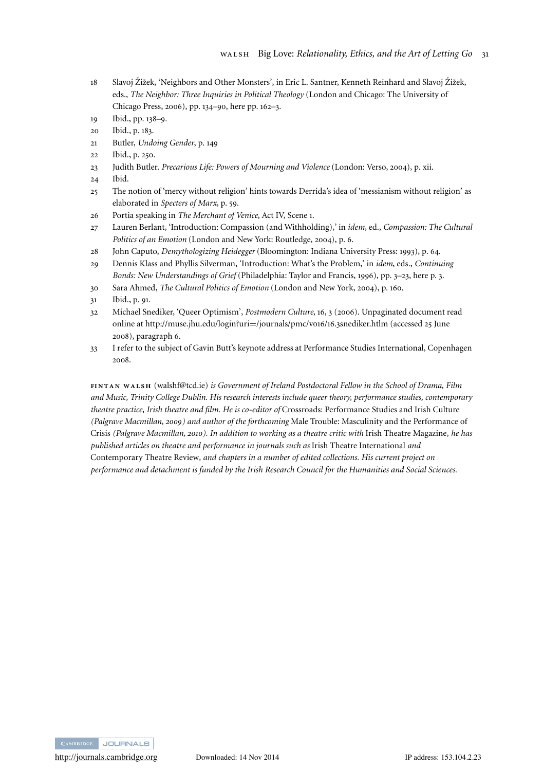18 Slavoj Žižek, 'Neighbors and Other Monsters', in Eric L. Santner, Kenneth Reinhard and Slavoj Žižek, eds., *The Neighbor: Three Inquiries in Political Theology* (London and Chicago: The University of Chicago Press, 2006), pp. 134–90, here pp. 162–3.

19 Ibid., pp. 138–9.

20 Ibid., p. 183.

21 Butler, *Undoing Gender*, p. 149

22 Ibid., p. 250.

23 Judith Butler. *Precarious Life: Powers of Mourning and Violence* (London: Verso, 2004), p. xii.

24 Ibid.

25 The notion of 'mercy without religion' hints towards Derrida's idea of 'messianism without religion' as elaborated in *Specters of Marx*, p. 59.

26 Portia speaking in *The Merchant of Venice*, Act IV, Scene 1.

27 Lauren Berlant, 'Introduction: Compassion (and Withholding),' in *idem*, ed., *Compassion: The Cultural Politics of an Emotion* (London and New York: Routledge, 2004), p. 6.

28 John Caputo, *Demythologizing Heidegger* (Bloomington: Indiana University Press: 1993), p. 64.

29 Dennis Klass and Phyllis Silverman, 'Introduction: What's the Problem,' in *idem*, eds., *Continuing Bonds: New Understandings of Grief* (Philadelphia: Taylor and Francis, 1996), pp. 3–23, here p. 3.

30 Sara Ahmed, *The Cultural Politics of Emotion* (London and New York, 2004), p. 160.

31 Ibid., p. 91.

32 Michael Snediker, 'Queer Optimism', *Postmodern Culture*, 16, 3 (2006). Unpaginated document read online at http://muse.jhu.edu/login?uri=/journals/pmc/v016/16.3snediker.htlm (accessed 25 June 2008), paragraph 6.

33 I refer to the subject of Gavin Butt's keynote address at Performance Studies International, Copenhagen 2008.

**FINTAN WALSH** (walshf@tcd.ie) *is Government of Ireland Postdoctoral Fellow in the School of Drama, Film and Music, Trinity College Dublin. His research interests include queer theory, performance studies, contemporary theatre practice, Irish theatre and film. He is co-editor of* Crossroads: Performance Studies and Irish Culture *(Palgrave Macmillan, 2009) and author of the forthcoming* Male Trouble: Masculinity and the Performance of Crisis *(Palgrave Macmillan, 2010). In addition to working as a theatre critic with* Irish Theatre Magazine*, he has published articles on theatre and performance in journals such as* Irish Theatre International *and* Contemporary Theatre Review*, and chapters in a number of edited collections. His current project on performance and detachment is funded by the Irish Research Council for the Humanities and Social Sciences.*